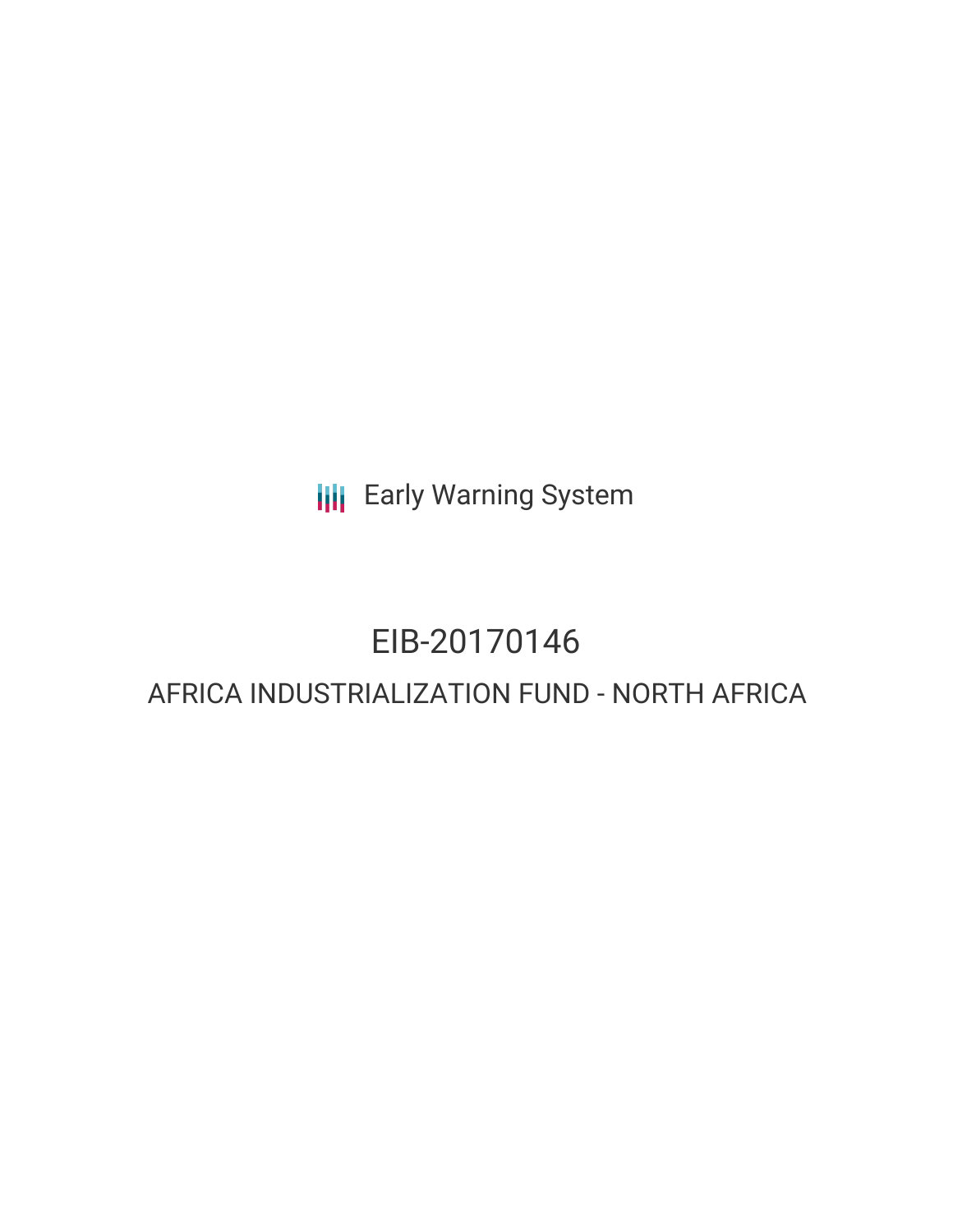Early Warning System

# EIB-20170146

## AFRICA INDUSTRIALIZATION FUND - NORTH AFRICA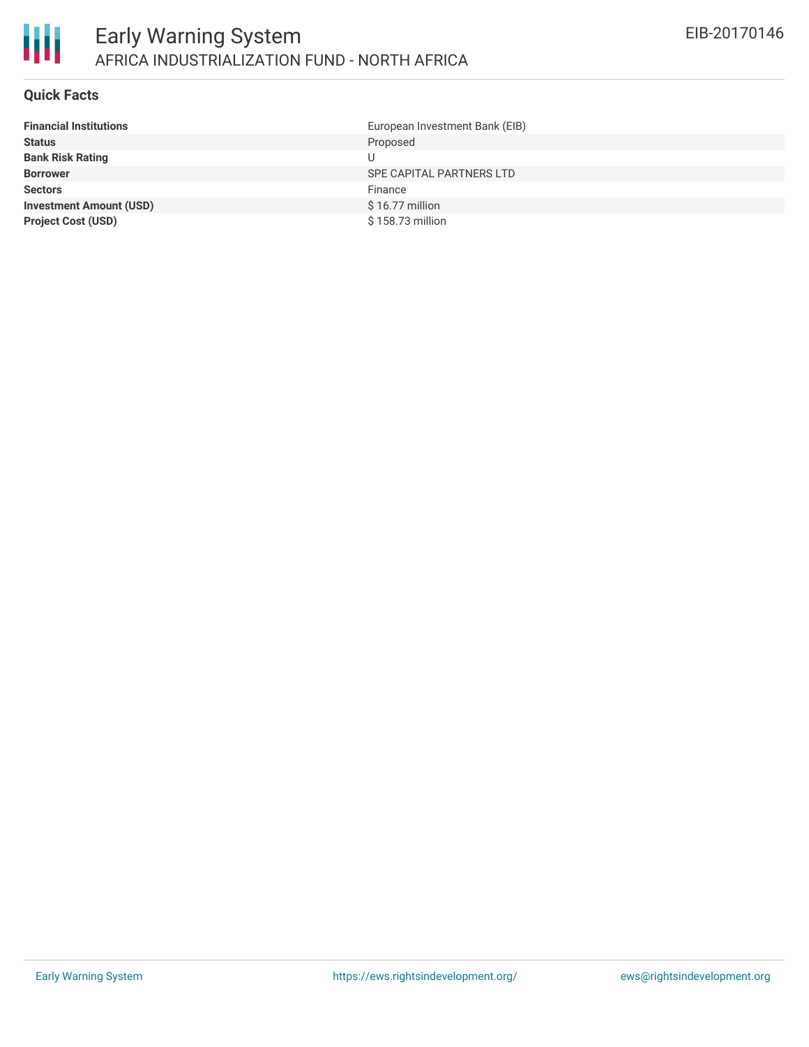# Early Warning System

## AFRICA INDUSTRIALIZATION FUND - NORTH AFRICA

EIB-20170146

### Quick Facts

| | |
|---|---|
| **Financial Institutions** | European Investment Bank (EIB) |
| **Status** | Proposed |
| **Bank Risk Rating** | U |
| **Borrower** | SPE CAPITAL PARTNERS LTD |
| **Sectors** | Finance |
| **Investment Amount (USD)** | $ 16.77 million |
| **Project Cost (USD)** | $ 158.73 million |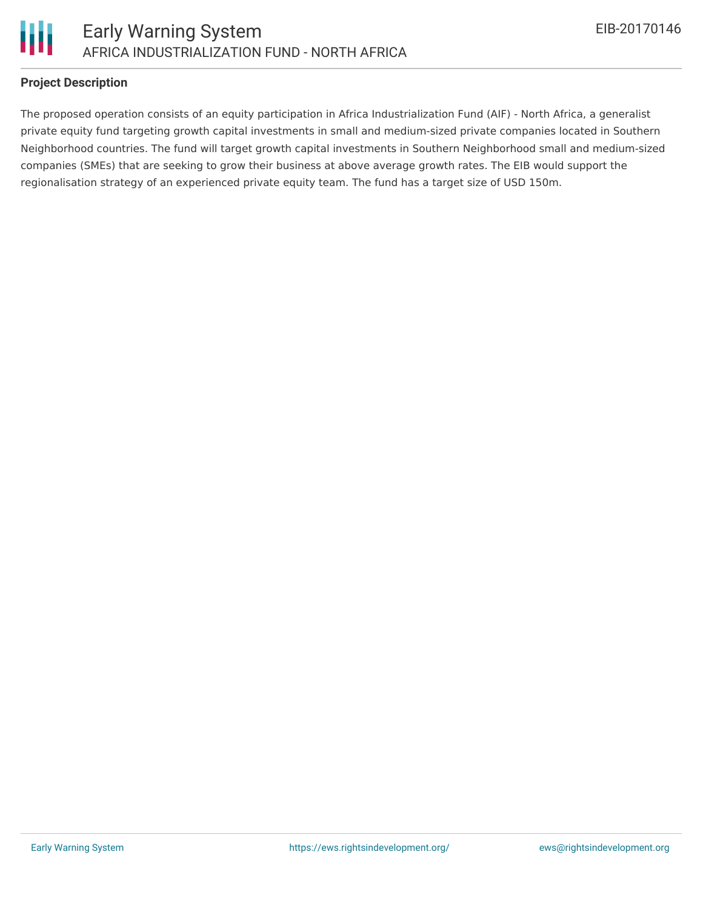## Project Description

The proposed operation consists of an equity participation in Africa Industrialization Fund (AIF) - North Africa, a generalist private equity fund targeting growth capital investments in small and medium-sized private companies located in Southern Neighborhood countries. The fund will target growth capital investments in Southern Neighborhood small and medium-sized companies (SMEs) that are seeking to grow their business at above average growth rates. The EIB would support the regionalisation strategy of an experienced private equity team. The fund has a target size of USD 150m.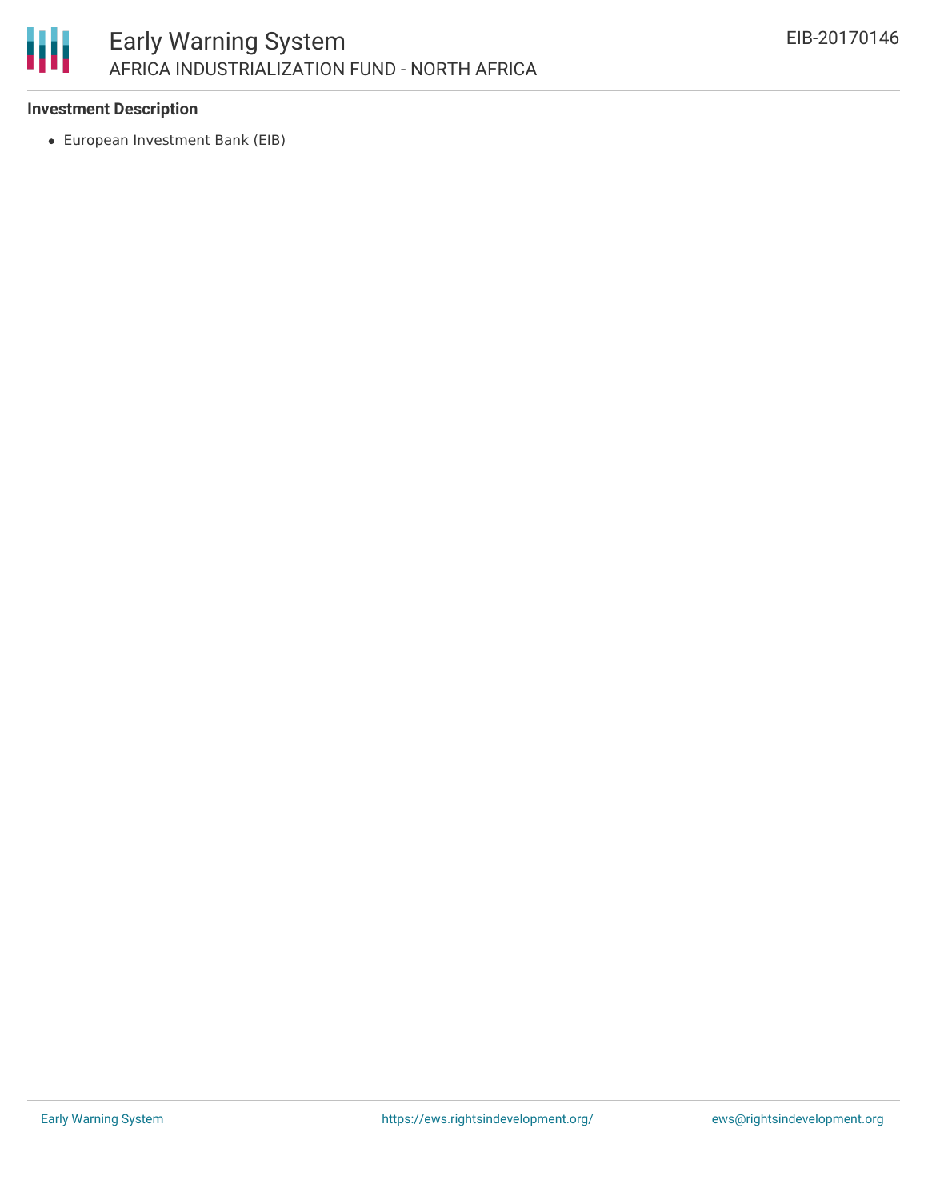**Investment Description**

- European Investment Bank (EIB)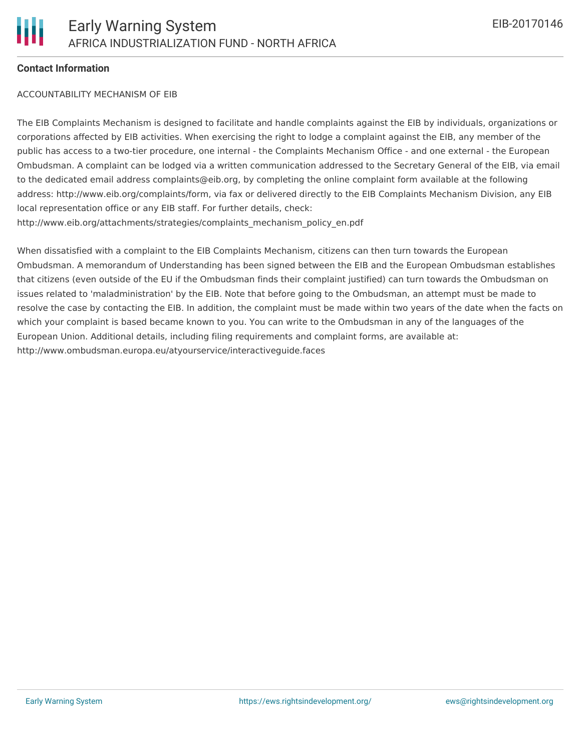**Contact Information**

ACCOUNTABILITY MECHANISM OF EIB

The EIB Complaints Mechanism is designed to facilitate and handle complaints against the EIB by individuals, organizations or corporations affected by EIB activities. When exercising the right to lodge a complaint against the EIB, any member of the public has access to a two-tier procedure, one internal - the Complaints Mechanism Office - and one external - the European Ombudsman. A complaint can be lodged via a written communication addressed to the Secretary General of the EIB, via email to the dedicated email address complaints@eib.org, by completing the online complaint form available at the following address: http://www.eib.org/complaints/form, via fax or delivered directly to the EIB Complaints Mechanism Division, any EIB local representation office or any EIB staff. For further details, check: http://www.eib.org/attachments/strategies/complaints_mechanism_policy_en.pdf

When dissatisfied with a complaint to the EIB Complaints Mechanism, citizens can then turn towards the European Ombudsman. A memorandum of Understanding has been signed between the EIB and the European Ombudsman establishes that citizens (even outside of the EU if the Ombudsman finds their complaint justified) can turn towards the Ombudsman on issues related to 'maladministration' by the EIB. Note that before going to the Ombudsman, an attempt must be made to resolve the case by contacting the EIB. In addition, the complaint must be made within two years of the date when the facts on which your complaint is based became known to you. You can write to the Ombudsman in any of the languages of the European Union. Additional details, including filing requirements and complaint forms, are available at: http://www.ombudsman.europa.eu/atyourservice/interactiveguide.faces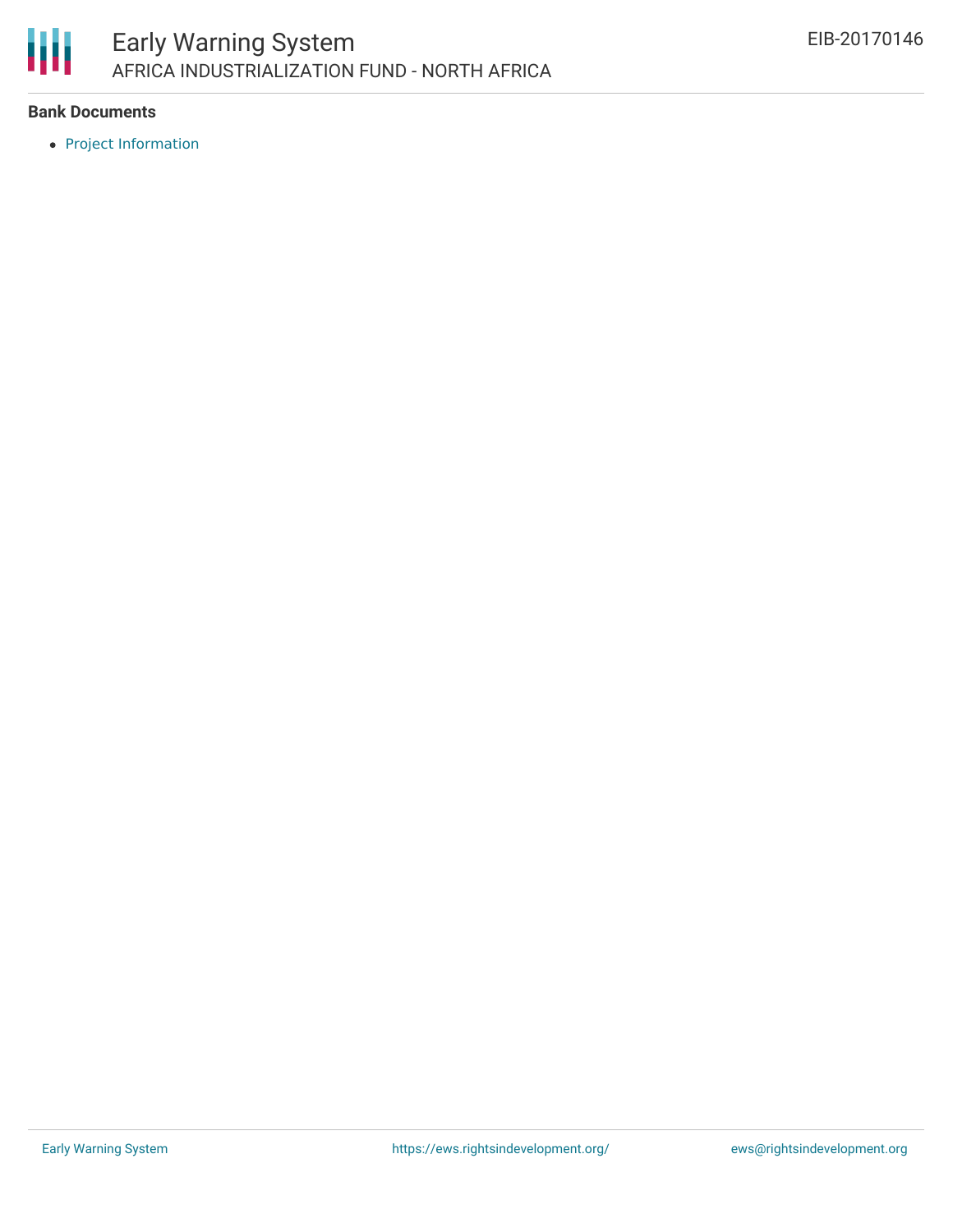**Bank Documents**

- Project Information